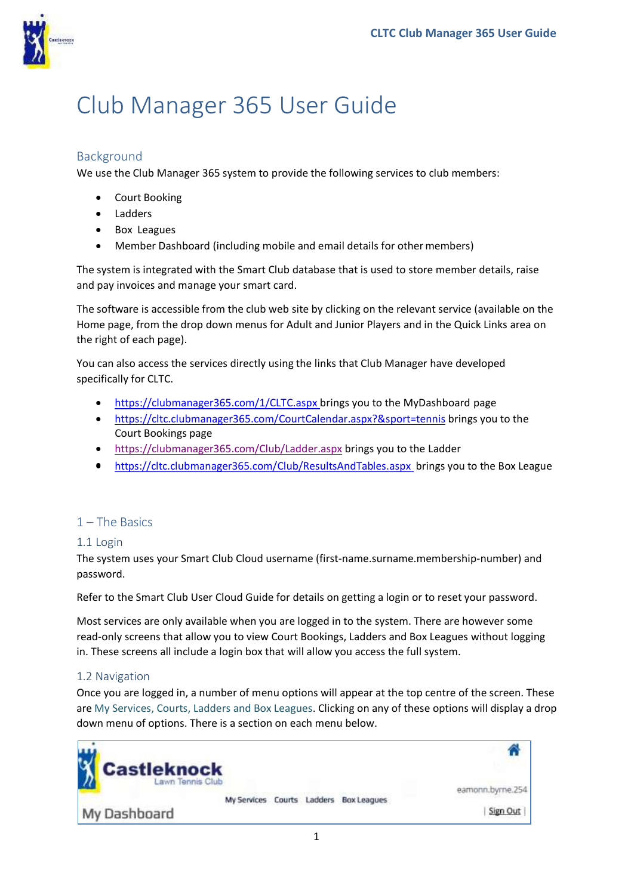// Title
# Club Manager 365 User Guide

## Background

We use the Club Manager 365 system to provide the following services to club members:

- Court Booking
- Ladders
- Box Leagues
- Member Dashboard (including mobile and email details for other members)

The system is integrated with the Smart Club database that is used to store member details, raise and pay invoices and manage your smart card.

The software is accessible from the club web site by clicking on the relevant service (available on the Home page, from the drop down menus for Adult and Junior Players and in the Quick Links area on the right of each page).

You can also access the services directly using the links that Club Manager have developed specifically for CLTC.

- https://clubmanager365.com/1/CLTC.aspx brings you to the MyDashboard page
- https://cltc.clubmanager365.com/CourtCalendar.aspx?&sport=tennis brings you to the Court Bookings page
- https://clubmanager365.com/Club/Ladder.aspx brings you to the Ladder
- https://cltc.clubmanager365.com/Club/ResultsAndTables.aspx brings you to the Box League

## 1 – The Basics

### 1.1 Login

The system uses your Smart Club Cloud username (first-name.surname.membership-number) and password.

Refer to the Smart Club User Cloud Guide for details on getting a login or to reset your password.

Most services are only available when you are logged in to the system. There are however some read-only screens that allow you to view Court Bookings, Ladders and Box Leagues without logging in. These screens all include a login box that will allow you access the full system.

### 1.2 Navigation

Once you are logged in, a number of menu options will appear at the top centre of the screen. These are My Services, Courts, Ladders and Box Leagues. Clicking on any of these options will display a drop down menu of options. There is a section on each menu below.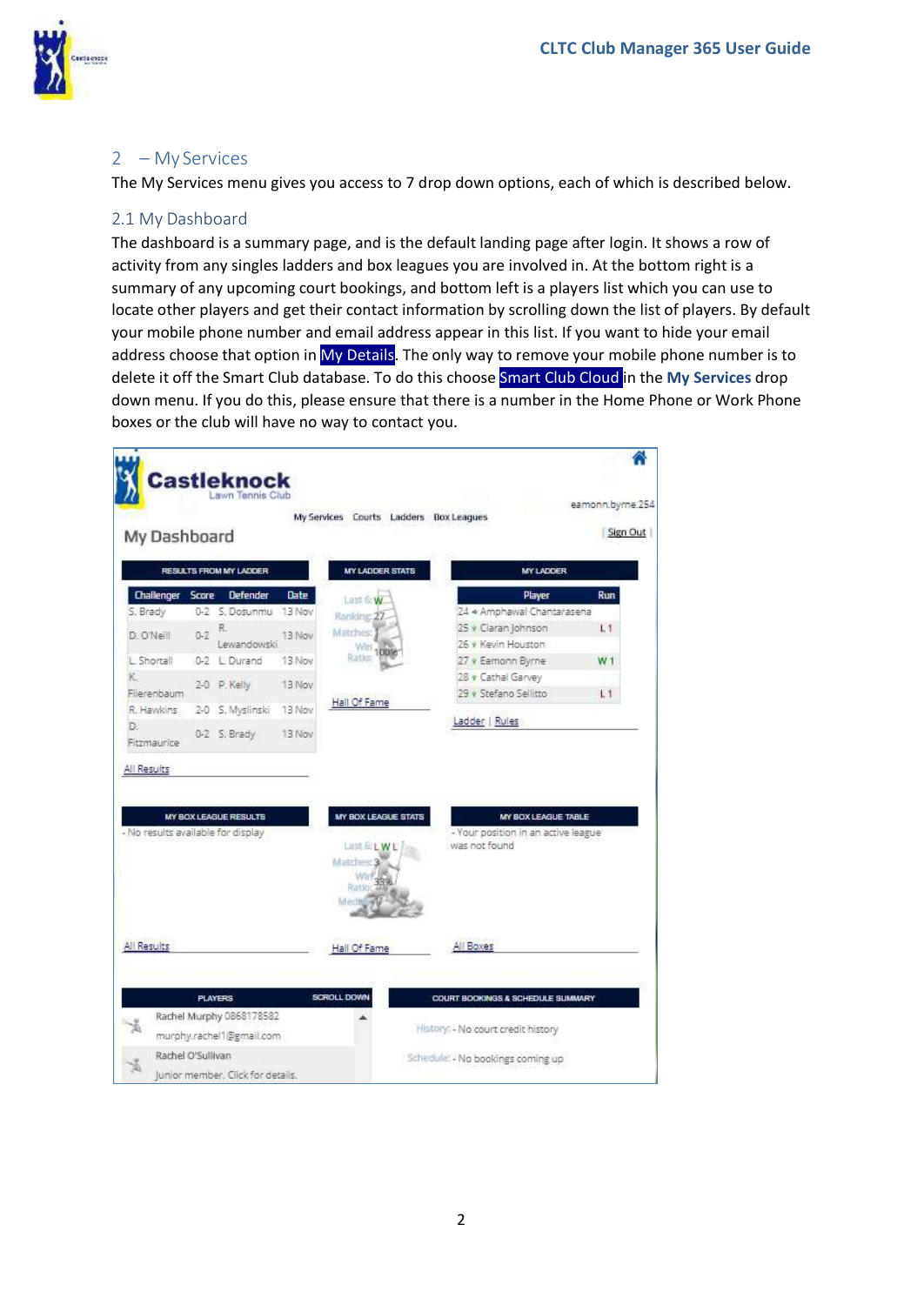## 2 – My Services

The My Services menu gives you access to 7 drop down options, each of which is described below.

### 2.1 My Dashboard

The dashboard is a summary page, and is the default landing page after login. It shows a row of activity from any singles ladders and box leagues you are involved in. At the bottom right is a summary of any upcoming court bookings, and bottom left is a players list which you can use to locate other players and get their contact information by scrolling down the list of players. By default your mobile phone number and email address appear in this list. If you want to hide your email address choose that option in My Details. The only way to remove your mobile phone number is to delete it off the Smart Club database. To do this choose Smart Club Cloud in the **My Services** drop down menu. If you do this, please ensure that there is a number in the Home Phone or Work Phone boxes or the club will have no way to contact you.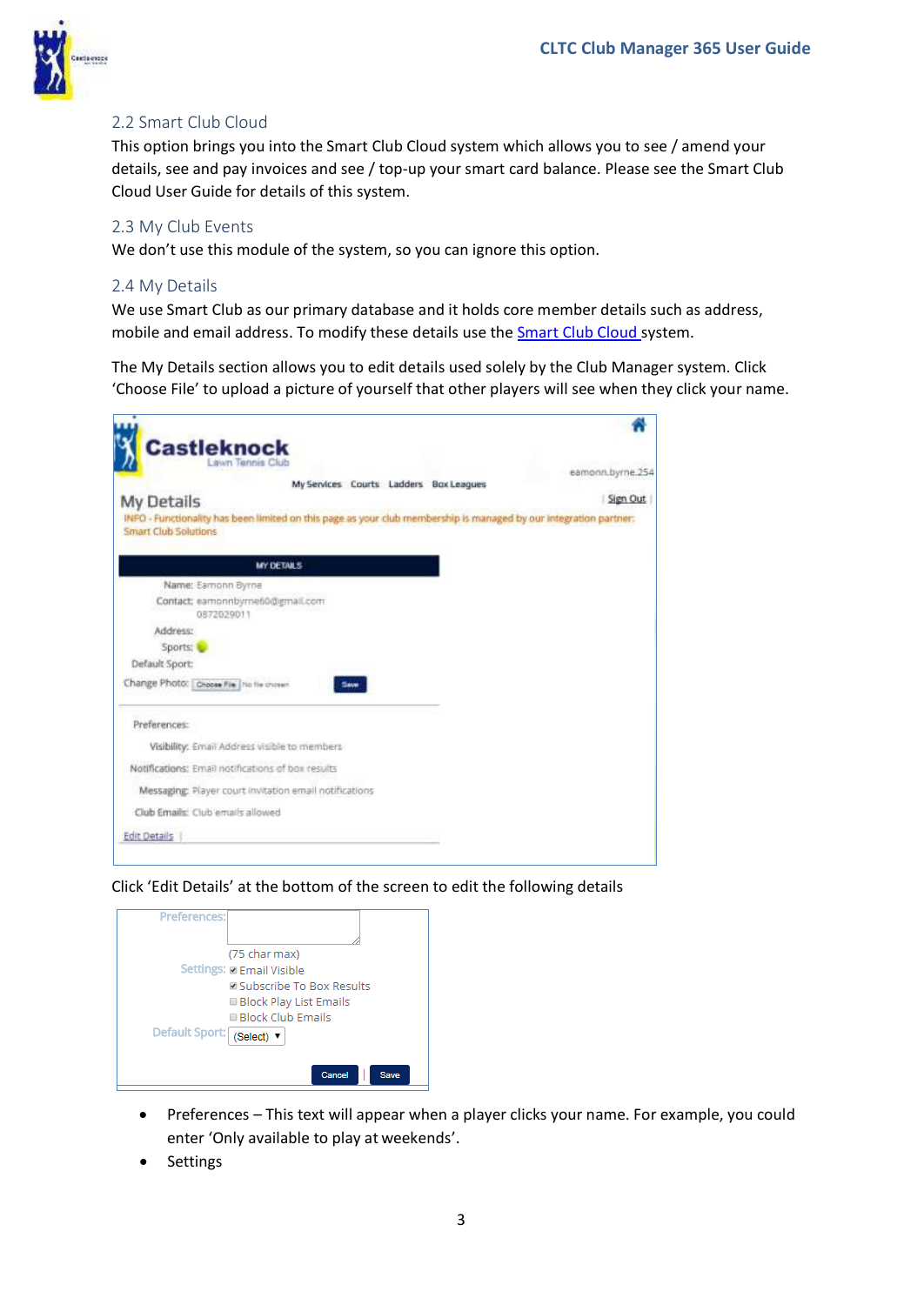## 2.2 Smart Club Cloud

This option brings you into the Smart Club Cloud system which allows you to see / amend your details, see and pay invoices and see / top-up your smart card balance. Please see the Smart Club Cloud User Guide for details of this system.

## 2.3 My Club Events

We don't use this module of the system, so you can ignore this option.

## 2.4 My Details

We use Smart Club as our primary database and it holds core member details such as address, mobile and email address. To modify these details use the [Smart Club Cloud](#) system.

The My Details section allows you to edit details used solely by the Club Manager system. Click 'Choose File' to upload a picture of yourself that other players will see when they click your name.

Click 'Edit Details' at the bottom of the screen to edit the following details

- Preferences – This text will appear when a player clicks your name. For example, you could enter 'Only available to play at weekends'.
- Settings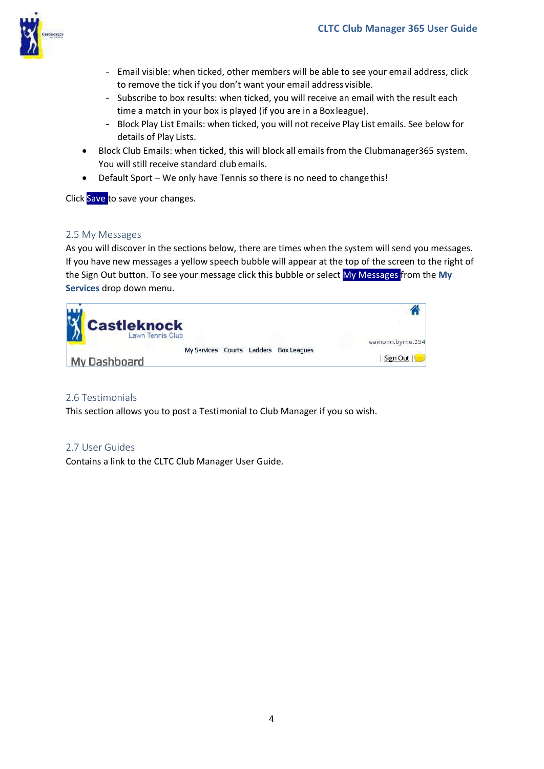- Email visible: when ticked, other members will be able to see your email address, click to remove the tick if you don't want your email address visible.
   - Subscribe to box results: when ticked, you will receive an email with the result each time a match in your box is played (if you are in a Box league).
   - Block Play List Emails: when ticked, you will not receive Play List emails. See below for details of Play Lists.
- Block Club Emails: when ticked, this will block all emails from the Clubmanager365 system. You will still receive standard club emails.
- Default Sport – We only have Tennis so there is no need to change this!

Click **Save** to save your changes.

## 2.5 My Messages

As you will discover in the sections below, there are times when the system will send you messages. If you have new messages a yellow speech bubble will appear at the top of the screen to the right of the Sign Out button. To see your message click this bubble or select **My Messages** from the **My Services** drop down menu.

## 2.6 Testimonials

This section allows you to post a Testimonial to Club Manager if you so wish.

## 2.7 User Guides

Contains a link to the CLTC Club Manager User Guide.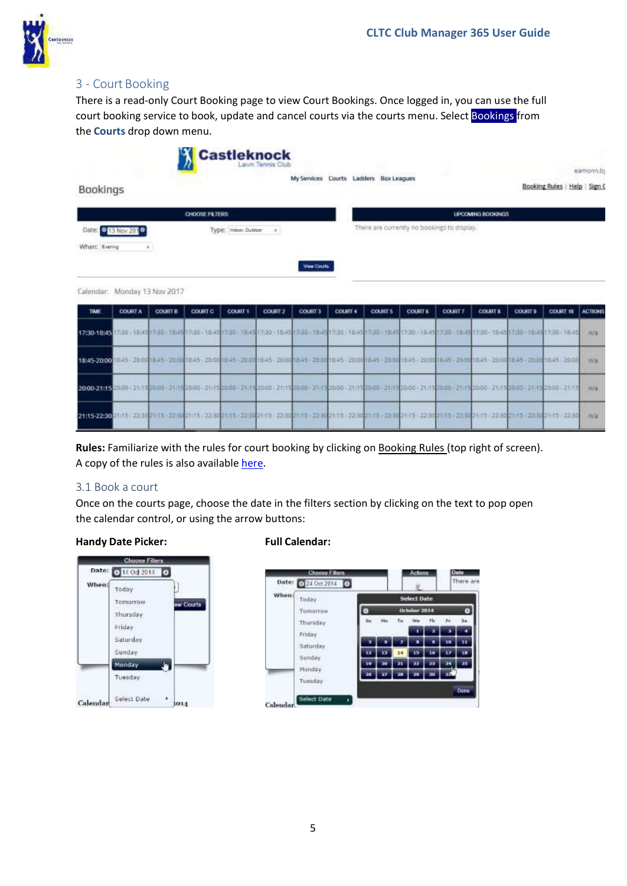## 3 - Court Booking

There is a read-only Court Booking page to view Court Bookings. Once logged in, you can use the full court booking service to book, update and cancel courts via the courts menu. Select **Bookings** from the **Courts** drop down menu.

**Rules:** Familiarize with the rules for court booking by clicking on Booking Rules (top right of screen). A copy of the rules is also available here.

### 3.1 Book a court

Once on the courts page, choose the date in the filters section by clicking on the text to pop open the calendar control, or using the arrow buttons:

**Handy Date Picker:**

**Full Calendar:**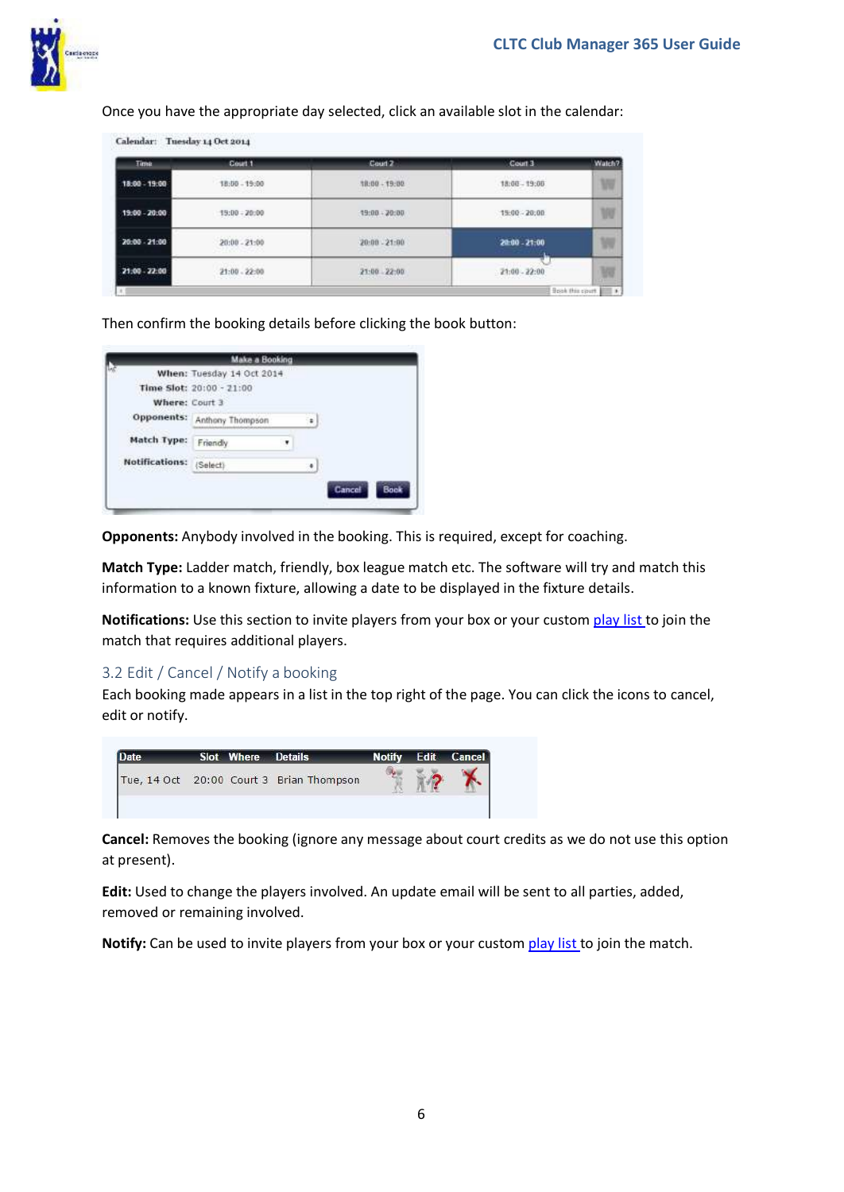Once you have the appropriate day selected, click an available slot in the calendar:

Calendar: Tuesday 14 Oct 2014

| Time | Court 1 | Court 2 | Court 3 | Watch? |
|---|---|---|---|---|
| 18:00 - 19:00 | 18:00 - 19:00 | 18:00 - 19:00 | 18:00 - 19:00 | |
| 19:00 - 20:00 | 19:00 - 20:00 | 19:00 - 20:00 | 19:00 - 20:00 | |
| 20:00 - 21:00 | 20:00 - 21:00 | 20:00 - 21:00 | 20:00 - 21:00 | |
| 21:00 - 22:00 | 21:00 - 22:00 | 21:00 - 22:00 | 21:00 - 22:00 | |

Then confirm the booking details before clicking the book button:

Make a Booking

When: Tuesday 14 Oct 2014
Time Slot: 20:00 - 21:00
Where: Court 3
Opponents: Anthony Thompson
Match Type: Friendly
Notifications: (Select)

Cancel  Book

**Opponents:** Anybody involved in the booking. This is required, except for coaching.

**Match Type:** Ladder match, friendly, box league match etc. The software will try and match this information to a known fixture, allowing a date to be displayed in the fixture details.

**Notifications:** Use this section to invite players from your box or your custom play list to join the match that requires additional players.

## 3.2 Edit / Cancel / Notify a booking

Each booking made appears in a list in the top right of the page. You can click the icons to cancel, edit or notify.

| Date | Slot | Where | Details | Notify | Edit | Cancel |
|---|---|---|---|---|---|---|
| Tue, 14 Oct | 20:00 | Court 3 | Brian Thompson | | | |

**Cancel:** Removes the booking (ignore any message about court credits as we do not use this option at present).

**Edit:** Used to change the players involved. An update email will be sent to all parties, added, removed or remaining involved.

**Notify:** Can be used to invite players from your box or your custom play list to join the match.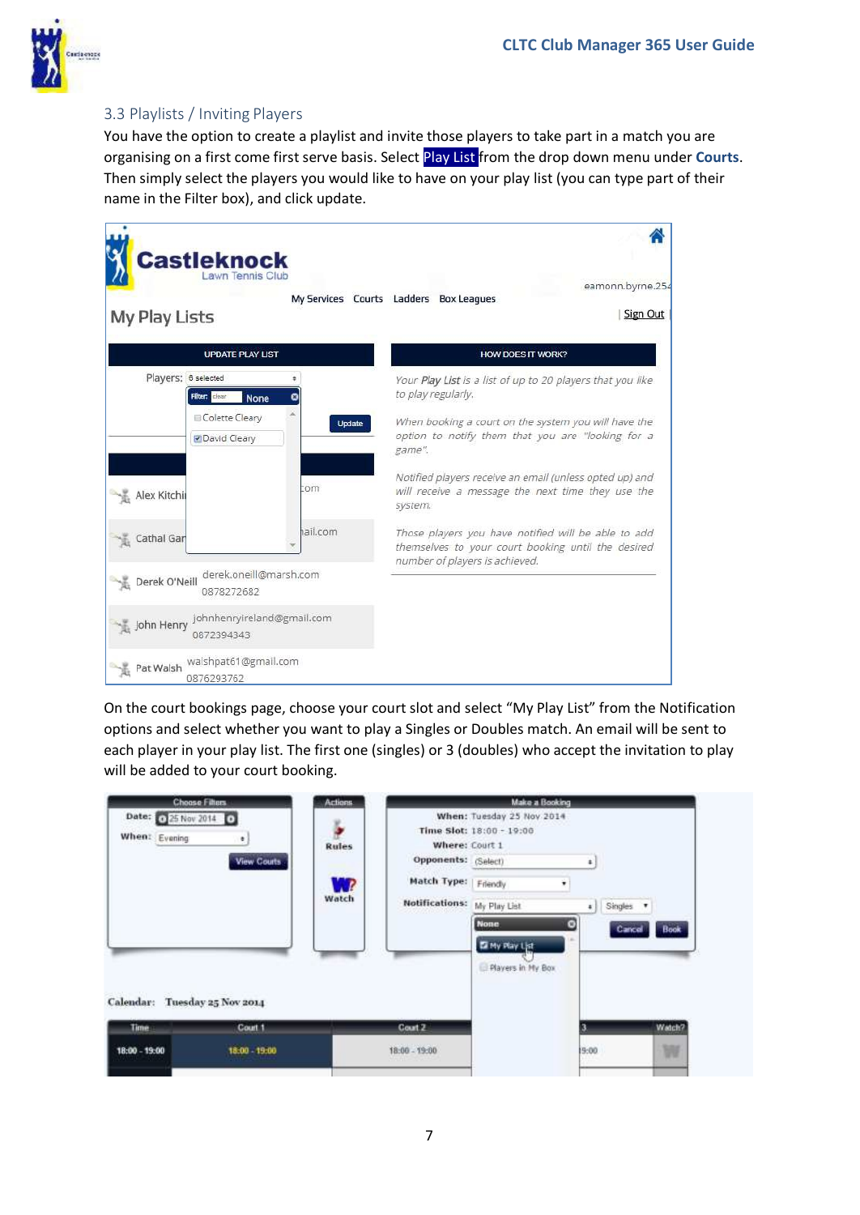### 3.3 Playlists / Inviting Players

You have the option to create a playlist and invite those players to take part in a match you are organising on a first come first serve basis. Select **Play List** from the drop down menu under **Courts**. Then simply select the players you would like to have on your play list (you can type part of their name in the Filter box), and click update.

On the court bookings page, choose your court slot and select "My Play List" from the Notification options and select whether you want to play a Singles or Doubles match. An email will be sent to each player in your play list. The first one (singles) or 3 (doubles) who accept the invitation to play will be added to your court booking.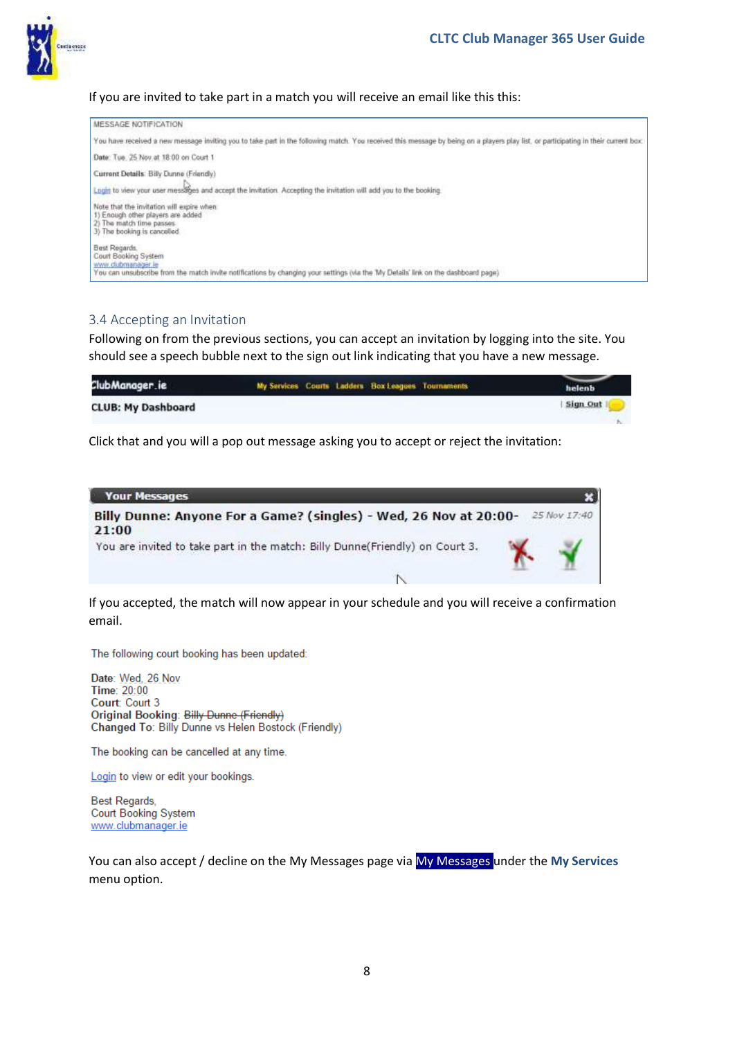If you are invited to take part in a match you will receive an email like this this:

MESSAGE NOTIFICATION

You have received a new message inviting you to take part in the following match. You received this message by being on a players play list, or participating in their current box.

Date: Tue, 25 Nov at 18:00 on Court 1

Current Details: Billy Dunne (Friendly)

Login to view your user messages and accept the invitation. Accepting the invitation will add you to the booking.

Note that the invitation will expire when
1) Enough other players are added
2) The match time passes
3) The booking is cancelled

Best Regards,
Court Booking System
www.clubmanager.ie
You can unsubscribe from the match invite notifications by changing your settings (via the 'My Details' link on the dashboard page)

## 3.4 Accepting an Invitation

Following on from the previous sections, you can accept an invitation by logging into the site. You should see a speech bubble next to the sign out link indicating that you have a new message.

ClubManager.ie — My Services | Courts | Ladders | Box Leagues | Tournaments — helenb
CLUB: My Dashboard — | Sign Out |

Click that and you will a pop out message asking you to accept or reject the invitation:

**Your Messages**

**Billy Dunne: Anyone For a Game? (singles) - Wed, 26 Nov at 20:00-21:00** *25 Nov 17:40*
You are invited to take part in the match: Billy Dunne(Friendly) on Court 3.

If you accepted, the match will now appear in your schedule and you will receive a confirmation email.

The following court booking has been updated:

**Date**: Wed, 26 Nov
**Time**: 20:00
**Court**: Court 3
**Original Booking**: ~~Billy Dunne (Friendly)~~
**Changed To**: Billy Dunne vs Helen Bostock (Friendly)

The booking can be cancelled at any time.

Login to view or edit your bookings.

Best Regards,
Court Booking System
www.clubmanager.ie

You can also accept / decline on the My Messages page via My Messages under the **My Services** menu option.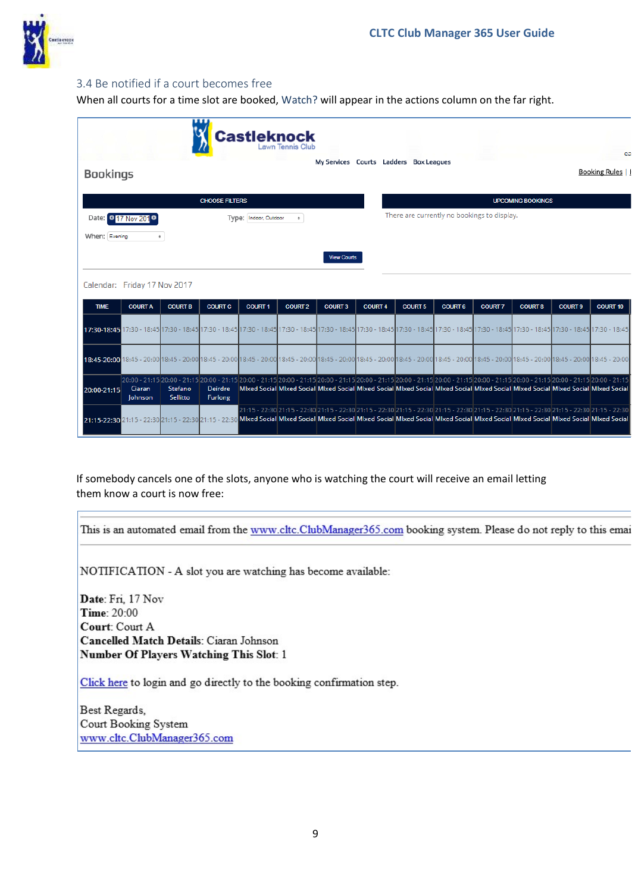### 3.4 Be notified if a court becomes free

When all courts for a time slot are booked, Watch? will appear in the actions column on the far right.

**Castleknock** Lawn Tennis Club

My Services Courts Ladders Box Leagues

Bookings

Booking Rules |

CHOOSE FILTERS

Date: 17 Nov 2017 Type: Indoor, Outdoor

When: Evening

View Courts

UPCOMING BOOKINGS

There are currently no bookings to display.

Calendar: Friday 17 Nov 2017

| TIME | COURT A | COURT B | COURT C | COURT 1 | COURT 2 | COURT 3 | COURT 4 | COURT 5 | COURT 6 | COURT 7 | COURT 8 | COURT 9 | COURT 10 |
|---|---|---|---|---|---|---|---|---|---|---|---|---|---|
| 17:30-18:45 | 17:30 - 18:45 | 17:30 - 18:45 | 17:30 - 18:45 | 17:30 - 18:45 | 17:30 - 18:45 | 17:30 - 18:45 | 17:30 - 18:45 | 17:30 - 18:45 | 17:30 - 18:45 | 17:30 - 18:45 | 17:30 - 18:45 | 17:30 - 18:45 | 17:30 - 18:45 |
| 18:45-20:00 | 18:45 - 20:00 | 18:45 - 20:00 | 18:45 - 20:00 | 18:45 - 20:00 | 18:45 - 20:00 | 18:45 - 20:00 | 18:45 - 20:00 | 18:45 - 20:00 | 18:45 - 20:00 | 18:45 - 20:00 | 18:45 - 20:00 | 18:45 - 20:00 | 18:45 - 20:00 |
| 20:00-21:15 | 20:00 - 21:15 Ciaran Johnson | 20:00 - 21:15 Stefano Sellitto | 20:00 - 21:15 Deirdre Furlong | 20:00 - 21:15 Mixed Social | 20:00 - 21:15 Mixed Social | 20:00 - 21:15 Mixed Social | 20:00 - 21:15 Mixed Social | 20:00 - 21:15 Mixed Social | 20:00 - 21:15 Mixed Social | 20:00 - 21:15 Mixed Social | 20:00 - 21:15 Mixed Social | 20:00 - 21:15 Mixed Social | 20:00 - 21:15 Mixed Social |
| 21:15-22:30 | 21:15 - 22:30 | 21:15 - 22:30 | 21:15 - 22:30 | 21:15 - 22:30 Mixed Social | 21:15 - 22:30 Mixed Social | 21:15 - 22:30 Mixed Social | 21:15 - 22:30 Mixed Social | 21:15 - 22:30 Mixed Social | 21:15 - 22:30 Mixed Social | 21:15 - 22:30 Mixed Social | 21:15 - 22:30 Mixed Social | 21:15 - 22:30 Mixed Social | 21:15 - 22:30 Mixed Social |

If somebody cancels one of the slots, anyone who is watching the court will receive an email letting them know a court is now free:

---

This is an automated email from the www.cltc.ClubManager365.com booking system. Please do not reply to this emai

---

NOTIFICATION - A slot you are watching has become available:

**Date**: Fri, 17 Nov
**Time**: 20:00
**Court**: Court A
**Cancelled Match Details**: Ciaran Johnson
**Number Of Players Watching This Slot**: 1

Click here to login and go directly to the booking confirmation step.

Best Regards,
Court Booking System
www.cltc.ClubManager365.com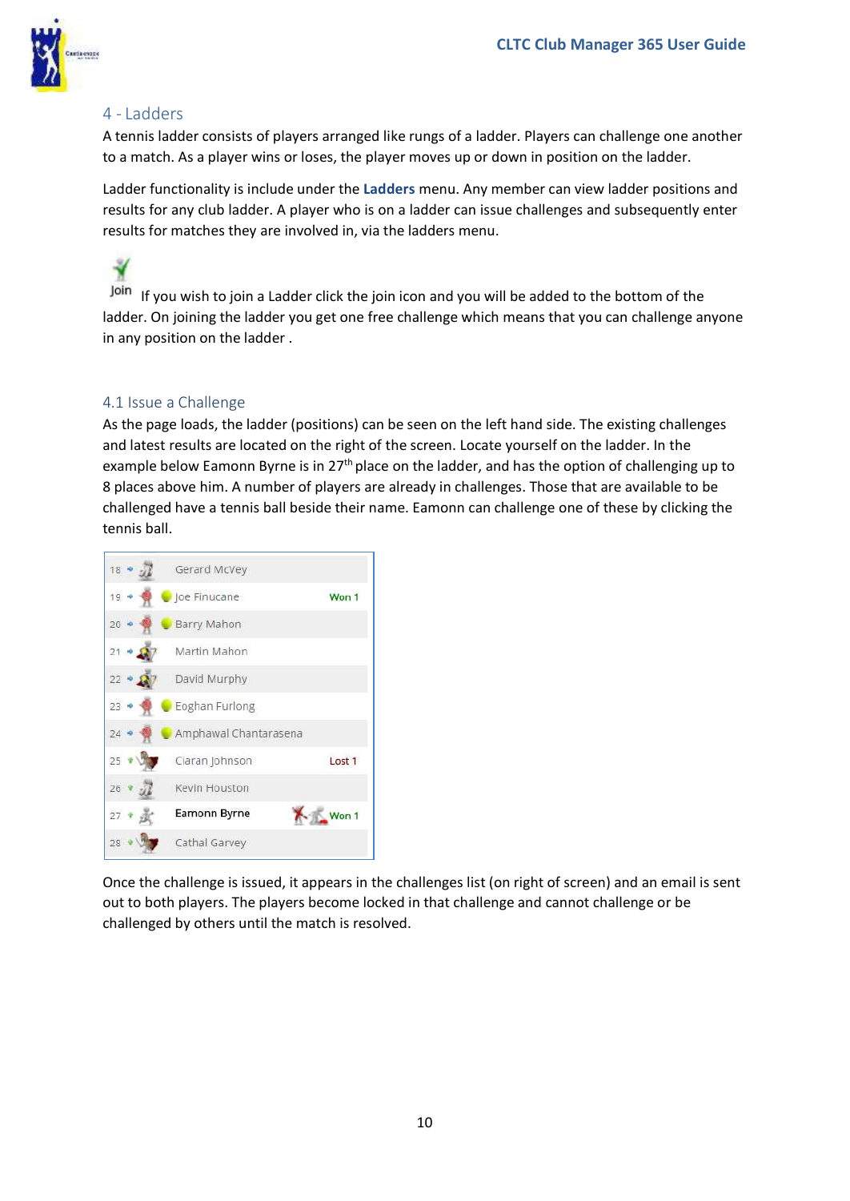## 4 - Ladders

A tennis ladder consists of players arranged like rungs of a ladder. Players can challenge one another to a match. As a player wins or loses, the player moves up or down in position on the ladder.

Ladder functionality is include under the **Ladders** menu. Any member can view ladder positions and results for any club ladder. A player who is on a ladder can issue challenges and subsequently enter results for matches they are involved in, via the ladders menu.

Join If you wish to join a Ladder click the join icon and you will be added to the bottom of the ladder. On joining the ladder you get one free challenge which means that you can challenge anyone in any position on the ladder .

### 4.1 Issue a Challenge

As the page loads, the ladder (positions) can be seen on the left hand side. The existing challenges and latest results are located on the right of the screen. Locate yourself on the ladder. In the example below Eamonn Byrne is in 27th place on the ladder, and has the option of challenging up to 8 places above him. A number of players are already in challenges. Those that are available to be challenged have a tennis ball beside their name. Eamonn can challenge one of these by clicking the tennis ball.

| Position | Name | Result |
|---|---|---|
| 18 | Gerard McVey | |
| 19 | Joe Finucane | Won 1 |
| 20 | Barry Mahon | |
| 21 | Martin Mahon | |
| 22 | David Murphy | |
| 23 | Eoghan Furlong | |
| 24 | Amphawal Chantarasena | |
| 25 | Ciaran Johnson | Lost 1 |
| 26 | Kevin Houston | |
| 27 | **Eamonn Byrne** | Won 1 |
| 28 | Cathal Garvey | |

Once the challenge is issued, it appears in the challenges list (on right of screen) and an email is sent out to both players. The players become locked in that challenge and cannot challenge or be challenged by others until the match is resolved.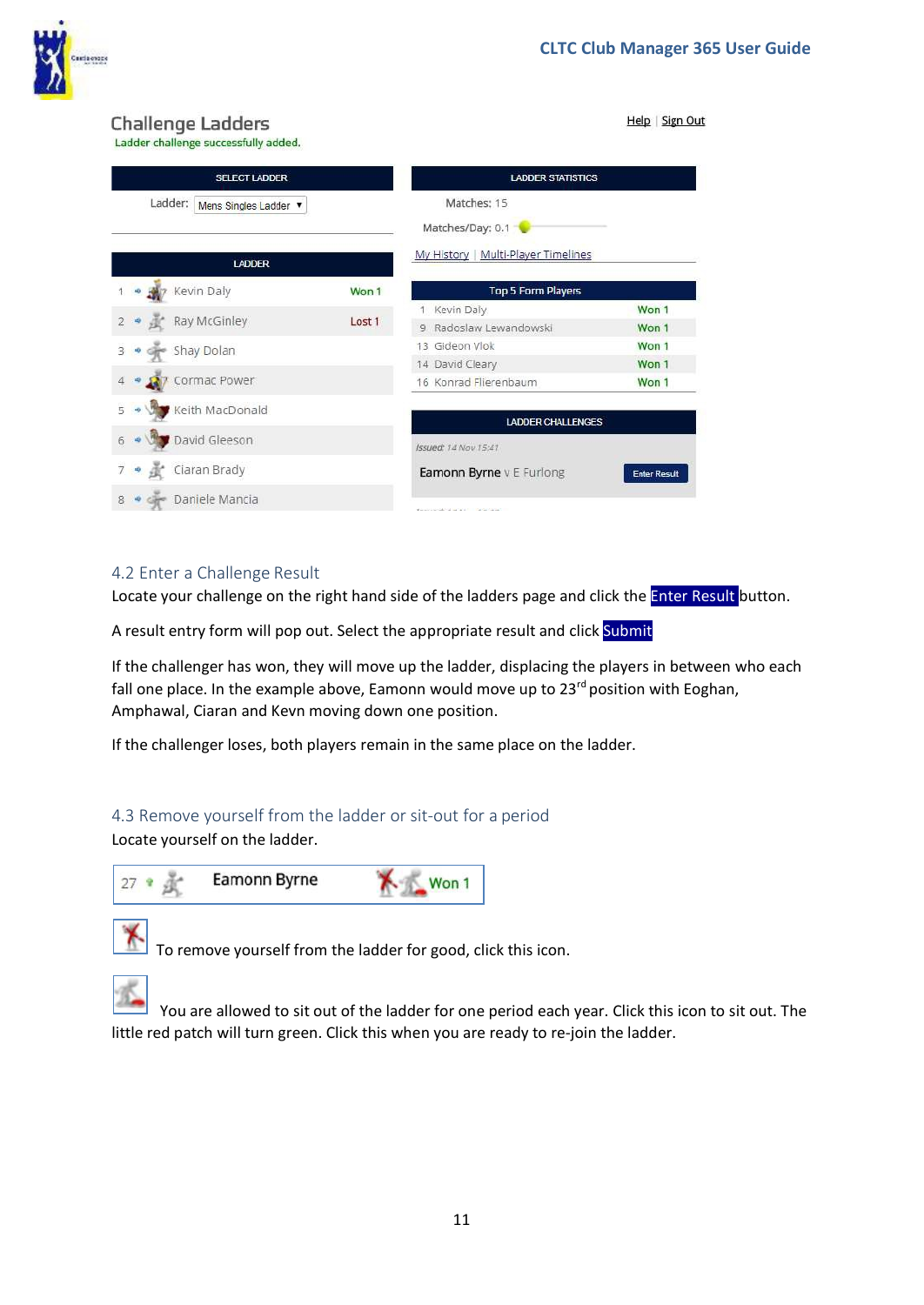## Challenge Ladders

Ladder challenge successfully added.

Help | Sign Out

| SELECT LADDER |
| --- |
| Ladder: Mens Singles Ladder |

| LADDER | | |
| --- | --- | --- |
| 1 | Kevin Daly | Won 1 |
| 2 | Ray McGinley | Lost 1 |
| 3 | Shay Dolan | |
| 4 | Cormac Power | |
| 5 | Keith MacDonald | |
| 6 | David Gleeson | |
| 7 | Ciaran Brady | |
| 8 | Daniele Mancia | |

| LADDER STATISTICS |
| --- |
| Matches: 15 |
| Matches/Day: 0.1 |

My History | Multi-Player Timelines

| Top 5 Form Players | | |
| --- | --- | --- |
| 1 | Kevin Daly | Won 1 |
| 9 | Radoslaw Lewandowski | Won 1 |
| 13 | Gideon Vlok | Won 1 |
| 14 | David Cleary | Won 1 |
| 16 | Konrad Flierenbaum | Won 1 |

| LADDER CHALLENGES |
| --- |
| *Issued: 14 Nov 15:41* |
| Eamonn Byrne v E Furlong — Enter Result |

## 4.2 Enter a Challenge Result

Locate your challenge on the right hand side of the ladders page and click the **Enter Result** button.

A result entry form will pop out. Select the appropriate result and click **Submit**

If the challenger has won, they will move up the ladder, displacing the players in between who each fall one place. In the example above, Eamonn would move up to 23rd position with Eoghan, Amphawal, Ciaran and Kevn moving down one position.

If the challenger loses, both players remain in the same place on the ladder.

## 4.3 Remove yourself from the ladder or sit-out for a period

Locate yourself on the ladder.

| 27 | Eamonn Byrne | Won 1 |
| --- | --- | --- |

To remove yourself from the ladder for good, click this icon.

You are allowed to sit out of the ladder for one period each year. Click this icon to sit out. The little red patch will turn green. Click this when you are ready to re-join the ladder.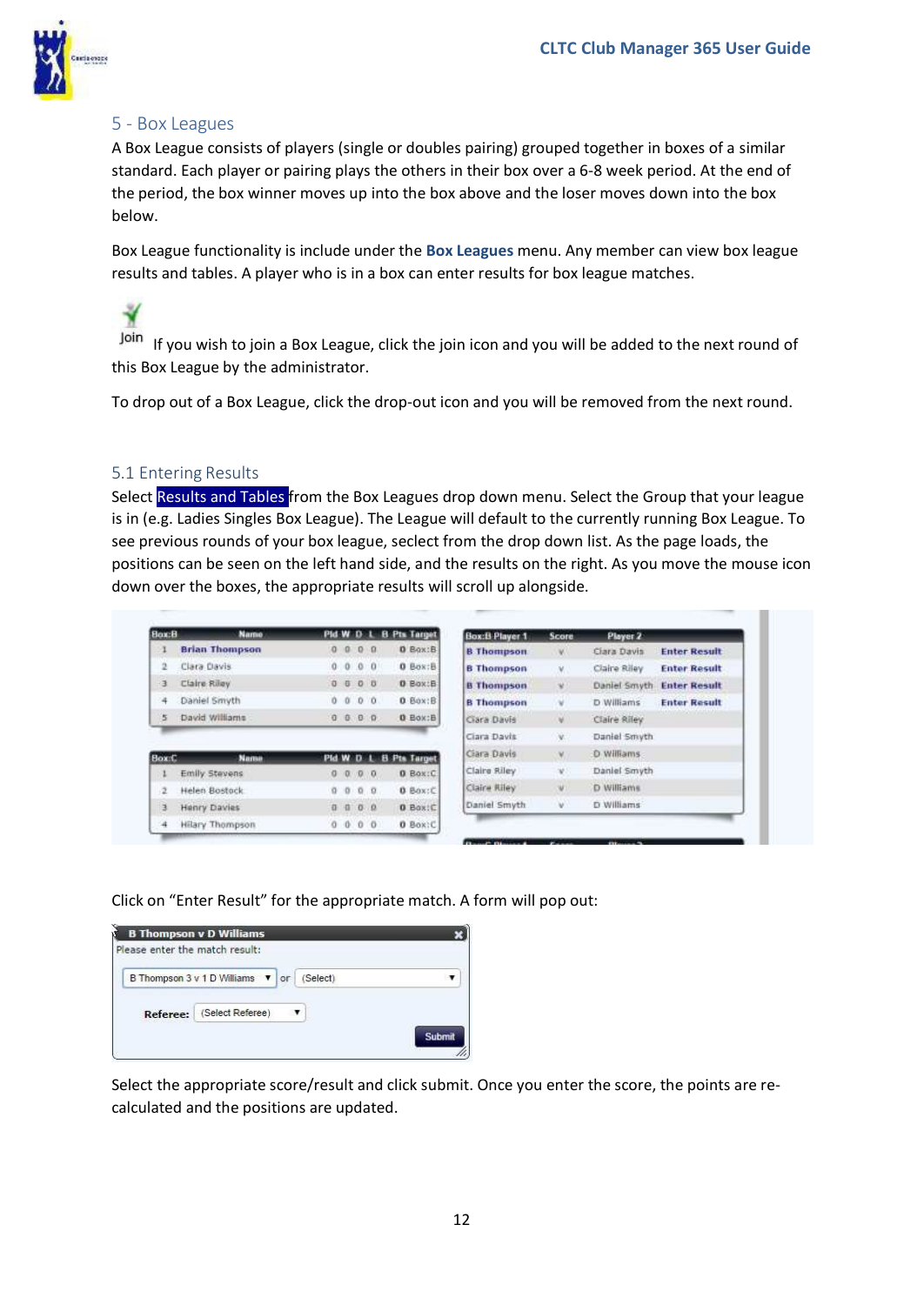## 5 - Box Leagues

A Box League consists of players (single or doubles pairing) grouped together in boxes of a similar standard. Each player or pairing plays the others in their box over a 6-8 week period. At the end of the period, the box winner moves up into the box above and the loser moves down into the box below.

Box League functionality is include under the **Box Leagues** menu. Any member can view box league results and tables. A player who is in a box can enter results for box league matches.

Join If you wish to join a Box League, click the join icon and you will be added to the next round of this Box League by the administrator.

To drop out of a Box League, click the drop-out icon and you will be removed from the next round.

### 5.1 Entering Results

Select Results and Tables from the Box Leagues drop down menu. Select the Group that your league is in (e.g. Ladies Singles Box League). The League will default to the currently running Box League. To see previous rounds of your box league, select from the drop down list. As the page loads, the positions can be seen on the left hand side, and the results on the right. As you move the mouse icon down over the boxes, the appropriate results will scroll up alongside.

| Box:B | Name | Pld | W | D | L | B | Pts | Target |
|---|---|---|---|---|---|---|---|---|
| 1 | Brian Thompson | 0 | 0 | 0 | 0 | | 0 | Box:B |
| 2 | Clara Davis | 0 | 0 | 0 | 0 | | 0 | Box:B |
| 3 | Claire Riley | 0 | 0 | 0 | 0 | | 0 | Box:B |
| 4 | Daniel Smyth | 0 | 0 | 0 | 0 | | 0 | Box:B |
| 5 | David Williams | 0 | 0 | 0 | 0 | | 0 | Box:B |

| Box:C | Name | Pld | W | D | L | B | Pts | Target |
|---|---|---|---|---|---|---|---|---|
| 1 | Emily Stevens | 0 | 0 | 0 | 0 | | 0 | Box:C |
| 2 | Helen Bostock | 0 | 0 | 0 | 0 | | 0 | Box:C |
| 3 | Henry Davies | 0 | 0 | 0 | 0 | | 0 | Box:C |
| 4 | Hilary Thompson | 0 | 0 | 0 | 0 | | 0 | Box:C |

| Box:B Player 1 | Score | Player 2 | |
|---|---|---|---|
| B Thompson | v | Clara Davis | Enter Result |
| B Thompson | v | Claire Riley | Enter Result |
| B Thompson | v | Daniel Smyth | Enter Result |
| B Thompson | v | D Williams | Enter Result |
| Clara Davis | v | Claire Riley | |
| Clara Davis | v | Daniel Smyth | |
| Clara Davis | v | D Williams | |
| Claire Riley | v | Daniel Smyth | |
| Claire Riley | v | D Williams | |
| Daniel Smyth | v | D Williams | |

Click on "Enter Result" for the appropriate match. A form will pop out:

B Thompson v D Williams

Please enter the match result:

B Thompson 3 v 1 D Williams or (Select)

Referee: (Select Referee)

Submit

Select the appropriate score/result and click submit. Once you enter the score, the points are re-calculated and the positions are updated.